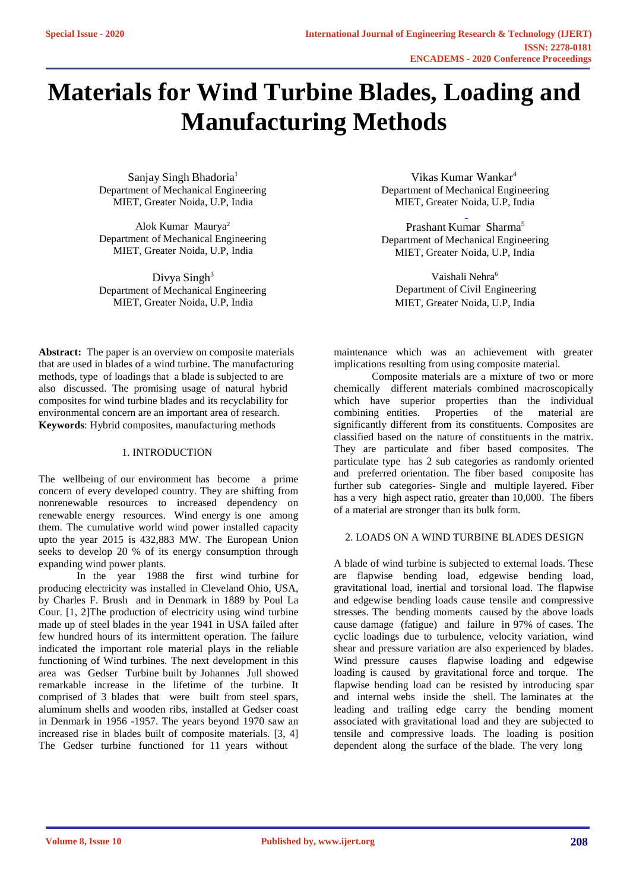# Materials for Wind Turbine Blades, Loading and Manufacturing Methods

Sanjay Singh Bhadoria[1]
Department of Mechanical Engineering
MIET, Greater Noida, U.P, India

Alok Kumar Maurya[2]
Department of Mechanical Engineering
MIET, Greater Noida, U.P, India

Divya Singh[3]
Department of Mechanical Engineering
MIET, Greater Noida, U.P, India

Vikas Kumar Wankar[4]
Department of Mechanical Engineering
MIET, Greater Noida, U.P, India

Prashant Kumar Sharma[5]
Department of Mechanical Engineering
MIET, Greater Noida, U.P, India

Vaishali Nehra[6]
Department of Civil Engineering
MIET, Greater Noida, U.P, India

**Abstract:** The paper is an overview on composite materials that are used in blades of a wind turbine. The manufacturing methods, type of loadings that a blade is subjected to are also discussed. The promising usage of natural hybrid composites for wind turbine blades and its recyclability for environmental concern are an important area of research.

**Keywords**: Hybrid composites, manufacturing methods

## 1. INTRODUCTION

The wellbeing of our environment has become a prime concern of every developed country. They are shifting from nonrenewable resources to increased dependency on renewable energy resources. Wind energy is one among them. The cumulative world wind power installed capacity upto the year 2015 is 432,883 MW. The European Union seeks to develop 20 % of its energy consumption through expanding wind power plants.

In the year 1988 the first wind turbine for producing electricity was installed in Cleveland Ohio, USA, by Charles F. Brush and in Denmark in 1889 by Poul La Cour. [1, 2]The production of electricity using wind turbine made up of steel blades in the year 1941 in USA failed after few hundred hours of its intermittent operation. The failure indicated the important role material plays in the reliable functioning of Wind turbines. The next development in this area was Gedser Turbine built by Johannes Jull showed remarkable increase in the lifetime of the turbine. It comprised of 3 blades that were built from steel spars, aluminum shells and wooden ribs, installed at Gedser coast in Denmark in 1956 -1957. The years beyond 1970 saw an increased rise in blades built of composite materials. [3, 4] The Gedser turbine functioned for 11 years without maintenance which was an achievement with greater implications resulting from using composite material.

Composite materials are a mixture of two or more chemically different materials combined macroscopically which have superior properties than the individual combining entities. Properties of the material are significantly different from its constituents. Composites are classified based on the nature of constituents in the matrix. They are particulate and fiber based composites. The particulate type has 2 sub categories as randomly oriented and preferred orientation. The fiber based composite has further sub categories- Single and multiple layered. Fiber has a very high aspect ratio, greater than 10,000. The fibers of a material are stronger than its bulk form.

## 2. LOADS ON A WIND TURBINE BLADES DESIGN

A blade of wind turbine is subjected to external loads. These are flapwise bending load, edgewise bending load, gravitational load, inertial and torsional load. The flapwise and edgewise bending loads cause tensile and compressive stresses. The bending moments caused by the above loads cause damage (fatigue) and failure in 97% of cases. The cyclic loadings due to turbulence, velocity variation, wind shear and pressure variation are also experienced by blades. Wind pressure causes flapwise loading and edgewise loading is caused by gravitational force and torque. The flapwise bending load can be resisted by introducing spar and internal webs inside the shell. The laminates at the leading and trailing edge carry the bending moment associated with gravitational load and they are subjected to tensile and compressive loads. The loading is position dependent along the surface of the blade. The very long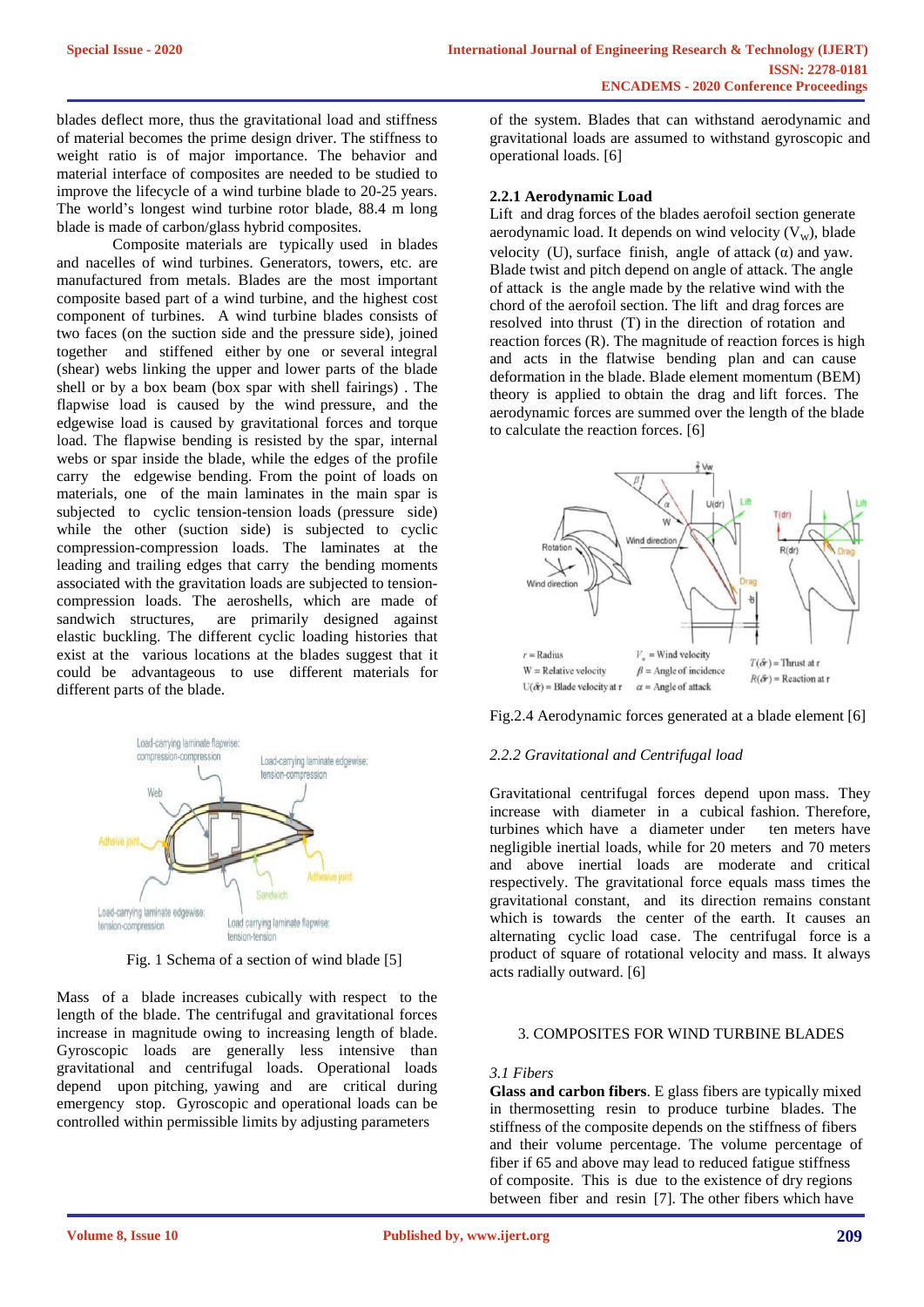blades deflect more, thus the gravitational load and stiffness of material becomes the prime design driver. The stiffness to weight ratio is of major importance. The behavior and material interface of composites are needed to be studied to improve the lifecycle of a wind turbine blade to 20-25 years. The world's longest wind turbine rotor blade, 88.4 m long blade is made of carbon/glass hybrid composites.

Composite materials are typically used in blades and nacelles of wind turbines. Generators, towers, etc. are manufactured from metals. Blades are the most important composite based part of a wind turbine, and the highest cost component of turbines. A wind turbine blades consists of two faces (on the suction side and the pressure side), joined together and stiffened either by one or several integral (shear) webs linking the upper and lower parts of the blade shell or by a box beam (box spar with shell fairings) . The flapwise load is caused by the wind pressure, and the edgewise load is caused by gravitational forces and torque load. The flapwise bending is resisted by the spar, internal webs or spar inside the blade, while the edges of the profile carry the edgewise bending. From the point of loads on materials, one of the main laminates in the main spar is subjected to cyclic tension-tension loads (pressure side) while the other (suction side) is subjected to cyclic compression-compression loads. The laminates at the leading and trailing edges that carry the bending moments associated with the gravitation loads are subjected to tension-compression loads. The aeroshells, which are made of sandwich structures, are primarily designed against elastic buckling. The different cyclic loading histories that exist at the various locations at the blades suggest that it could be advantageous to use different materials for different parts of the blade.

Fig. 1 Schema of a section of wind blade [5]

Mass of a blade increases cubically with respect to the length of the blade. The centrifugal and gravitational forces increase in magnitude owing to increasing length of blade. Gyroscopic loads are generally less intensive than gravitational and centrifugal loads. Operational loads depend upon pitching, yawing and are critical during emergency stop. Gyroscopic and operational loads can be controlled within permissible limits by adjusting parameters of the system. Blades that can withstand aerodynamic and gravitational loads are assumed to withstand gyroscopic and operational loads. [6]

### 2.2.1 Aerodynamic Load

Lift and drag forces of the blades aerofoil section generate aerodynamic load. It depends on wind velocity ($V_W$), blade velocity (U), surface finish, angle of attack ($\alpha$) and yaw. Blade twist and pitch depend on angle of attack. The angle of attack is the angle made by the relative wind with the chord of the aerofoil section. The lift and drag forces are resolved into thrust (T) in the direction of rotation and reaction forces (R). The magnitude of reaction forces is high and acts in the flatwise bending plan and can cause deformation in the blade. Blade element momentum (BEM) theory is applied to obtain the drag and lift forces. The aerodynamic forces are summed over the length of the blade to calculate the reaction forces. [6]

Fig.2.4 Aerodynamic forces generated at a blade element [6]

### *2.2.2 Gravitational and Centrifugal load*

Gravitational centrifugal forces depend upon mass. They increase with diameter in a cubical fashion. Therefore, turbines which have a diameter under ten meters have negligible inertial loads, while for 20 meters and 70 meters and above inertial loads are moderate and critical respectively. The gravitational force equals mass times the gravitational constant, and its direction remains constant which is towards the center of the earth. It causes an alternating cyclic load case. The centrifugal force is a product of square of rotational velocity and mass. It always acts radially outward. [6]

## 3. COMPOSITES FOR WIND TURBINE BLADES

### *3.1 Fibers*

**Glass and carbon fibers**. E glass fibers are typically mixed in thermosetting resin to produce turbine blades. The stiffness of the composite depends on the stiffness of fibers and their volume percentage. The volume percentage of fiber if 65 and above may lead to reduced fatigue stiffness of composite. This is due to the existence of dry regions between fiber and resin [7]. The other fibers which have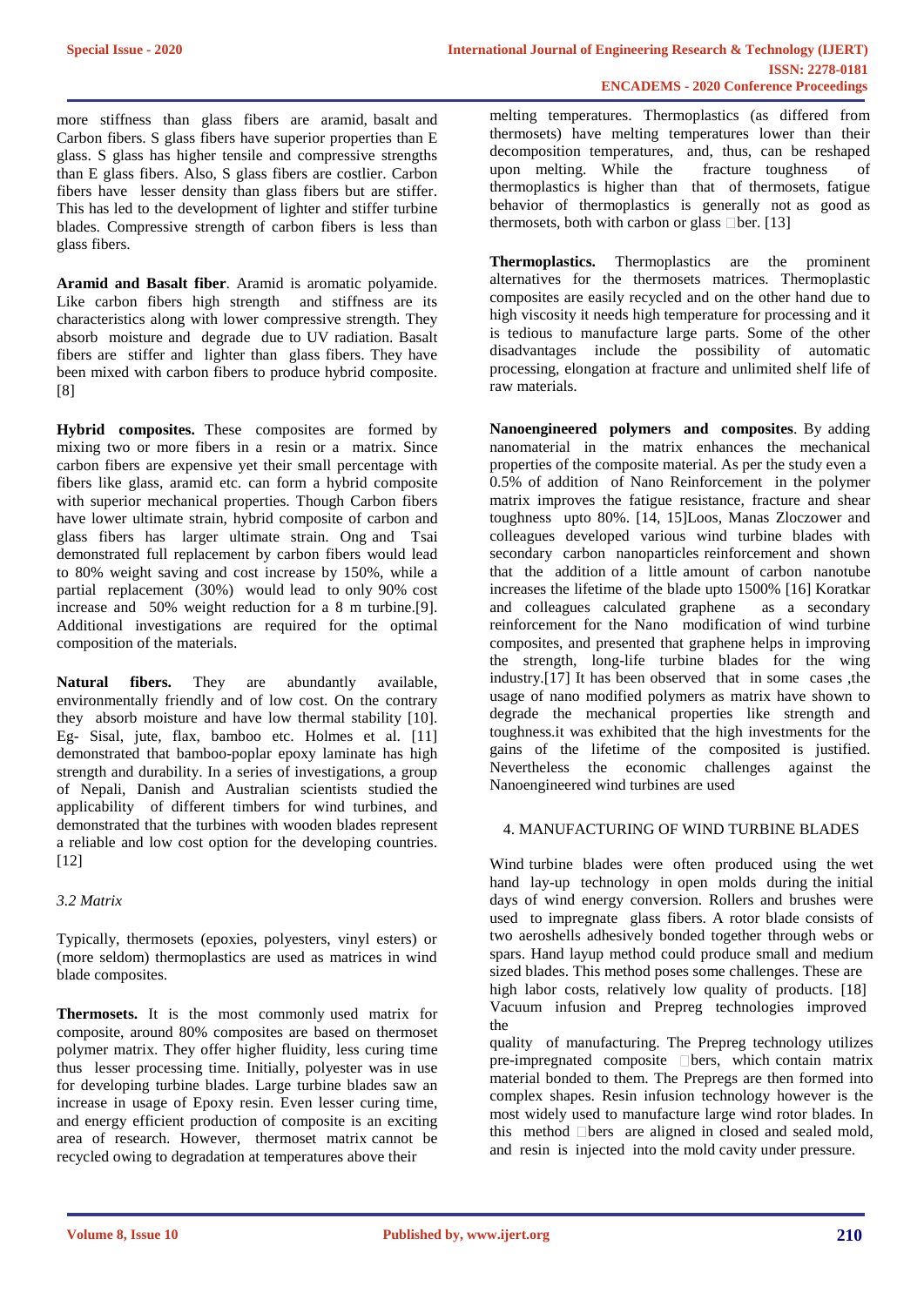more stiffness than glass fibers are aramid, basalt and Carbon fibers. S glass fibers have superior properties than E glass. S glass has higher tensile and compressive strengths than E glass fibers. Also, S glass fibers are costlier. Carbon fibers have lesser density than glass fibers but are stiffer. This has led to the development of lighter and stiffer turbine blades. Compressive strength of carbon fibers is less than glass fibers.

**Aramid and Basalt fiber**. Aramid is aromatic polyamide. Like carbon fibers high strength and stiffness are its characteristics along with lower compressive strength. They absorb moisture and degrade due to UV radiation. Basalt fibers are stiffer and lighter than glass fibers. They have been mixed with carbon fibers to produce hybrid composite. [8]

**Hybrid composites.** These composites are formed by mixing two or more fibers in a resin or a matrix. Since carbon fibers are expensive yet their small percentage with fibers like glass, aramid etc. can form a hybrid composite with superior mechanical properties. Though Carbon fibers have lower ultimate strain, hybrid composite of carbon and glass fibers has larger ultimate strain. Ong and Tsai demonstrated full replacement by carbon fibers would lead to 80% weight saving and cost increase by 150%, while a partial replacement (30%) would lead to only 90% cost increase and 50% weight reduction for a 8 m turbine.[9]. Additional investigations are required for the optimal composition of the materials.

**Natural fibers.** They are abundantly available, environmentally friendly and of low cost. On the contrary they absorb moisture and have low thermal stability [10]. Eg- Sisal, jute, flax, bamboo etc. Holmes et al. [11] demonstrated that bamboo-poplar epoxy laminate has high strength and durability. In a series of investigations, a group of Nepali, Danish and Australian scientists studied the applicability of different timbers for wind turbines, and demonstrated that the turbines with wooden blades represent a reliable and low cost option for the developing countries. [12]

*3.2 Matrix*

Typically, thermosets (epoxies, polyesters, vinyl esters) or (more seldom) thermoplastics are used as matrices in wind blade composites.

**Thermosets.** It is the most commonly used matrix for composite, around 80% composites are based on thermoset polymer matrix. They offer higher fluidity, less curing time thus lesser processing time. Initially, polyester was in use for developing turbine blades. Large turbine blades saw an increase in usage of Epoxy resin. Even lesser curing time, and energy efficient production of composite is an exciting area of research. However, thermoset matrix cannot be recycled owing to degradation at temperatures above their melting temperatures. Thermoplastics (as differed from thermosets) have melting temperatures lower than their decomposition temperatures, and, thus, can be reshaped upon melting. While the fracture toughness of thermoplastics is higher than that of thermosets, fatigue behavior of thermoplastics is generally not as good as thermosets, both with carbon or glass fiber. [13]

**Thermoplastics.** Thermoplastics are the prominent alternatives for the thermosets matrices. Thermoplastic composites are easily recycled and on the other hand due to high viscosity it needs high temperature for processing and it is tedious to manufacture large parts. Some of the other disadvantages include the possibility of automatic processing, elongation at fracture and unlimited shelf life of raw materials.

**Nanoengineered polymers and composites**. By adding nanomaterial in the matrix enhances the mechanical properties of the composite material. As per the study even a 0.5% of addition of Nano Reinforcement in the polymer matrix improves the fatigue resistance, fracture and shear toughness upto 80%. [14, 15]Loos, Manas Zloczower and colleagues developed various wind turbine blades with secondary carbon nanoparticles reinforcement and shown that the addition of a little amount of carbon nanotube increases the lifetime of the blade upto 1500% [16] Koratkar and colleagues calculated graphene as a secondary reinforcement for the Nano modification of wind turbine composites, and presented that graphene helps in improving the strength, long-life turbine blades for the wing industry.[17] It has been observed that in some cases ,the usage of nano modified polymers as matrix have shown to degrade the mechanical properties like strength and toughness.it was exhibited that the high investments for the gains of the lifetime of the composited is justified. Nevertheless the economic challenges against the Nanoengineered wind turbines are used

## 4. MANUFACTURING OF WIND TURBINE BLADES

Wind turbine blades were often produced using the wet hand lay-up technology in open molds during the initial days of wind energy conversion. Rollers and brushes were used to impregnate glass fibers. A rotor blade consists of two aeroshells adhesively bonded together through webs or spars. Hand layup method could produce small and medium sized blades. This method poses some challenges. These are high labor costs, relatively low quality of products. [18] Vacuum infusion and Prepreg technologies improved the quality of manufacturing. The Prepreg technology utilizes pre-impregnated composite fibers, which contain matrix material bonded to them. The Prepregs are then formed into complex shapes. Resin infusion technology however is the most widely used to manufacture large wind rotor blades. In this method fibers are aligned in closed and sealed mold, and resin is injected into the mold cavity under pressure.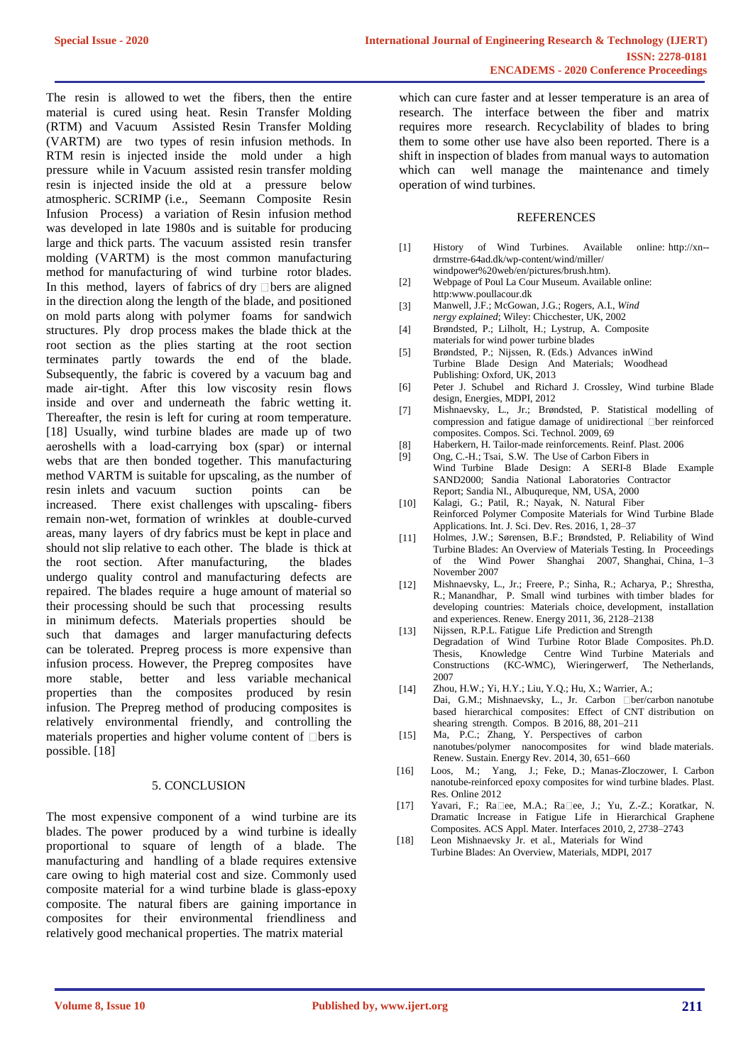The resin is allowed to wet the fibers, then the entire material is cured using heat. Resin Transfer Molding (RTM) and Vacuum Assisted Resin Transfer Molding (VARTM) are two types of resin infusion methods. In RTM resin is injected inside the mold under a high pressure while in Vacuum assisted resin transfer molding resin is injected inside the old at a pressure below atmospheric. SCRIMP (i.e., Seemann Composite Resin Infusion Process) a variation of Resin infusion method was developed in late 1980s and is suitable for producing large and thick parts. The vacuum assisted resin transfer molding (VARTM) is the most common manufacturing method for manufacturing of wind turbine rotor blades. In this method, layers of fabrics of dry □bers are aligned in the direction along the length of the blade, and positioned on mold parts along with polymer foams for sandwich structures. Ply drop process makes the blade thick at the root section as the plies starting at the root section terminates partly towards the end of the blade. Subsequently, the fabric is covered by a vacuum bag and made air-tight. After this low viscosity resin flows inside and over and underneath the fabric wetting it. Thereafter, the resin is left for curing at room temperature. [18] Usually, wind turbine blades are made up of two aeroshells with a load-carrying box (spar) or internal webs that are then bonded together. This manufacturing method VARTM is suitable for upscaling, as the number of resin inlets and vacuum suction points can be increased. There exist challenges with upscaling- fibers remain non-wet, formation of wrinkles at double-curved areas, many layers of dry fabrics must be kept in place and should not slip relative to each other. The blade is thick at the root section. After manufacturing, the blades undergo quality control and manufacturing defects are repaired. The blades require a huge amount of material so their processing should be such that processing results in minimum defects. Materials properties should be such that damages and larger manufacturing defects can be tolerated. Prepreg process is more expensive than infusion process. However, the Prepreg composites have more stable, better and less variable mechanical properties than the composites produced by resin infusion. The Prepreg method of producing composites is relatively environmental friendly, and controlling the materials properties and higher volume content of □bers is possible. [18]

## 5. CONCLUSION

The most expensive component of a wind turbine are its blades. The power produced by a wind turbine is ideally proportional to square of length of a blade. The manufacturing and handling of a blade requires extensive care owing to high material cost and size. Commonly used composite material for a wind turbine blade is glass-epoxy composite. The natural fibers are gaining importance in composites for their environmental friendliness and relatively good mechanical properties. The matrix material which can cure faster and at lesser temperature is an area of research. The interface between the fiber and matrix requires more research. Recyclability of blades to bring them to some other use have also been reported. There is a shift in inspection of blades from manual ways to automation which can well manage the maintenance and timely operation of wind turbines.

## REFERENCES

[1] History of Wind Turbines. Available online: http://xn--drmstrre-64ad.dk/wp-content/wind/miller/windpower%20web/en/pictures/brush.htm).

[2] Webpage of Poul La Cour Museum. Available online: http:www.poullacour.dk

[3] Manwell, J.F.; McGowan, J.G.; Rogers, A.I., *Wind nergy explained*; Wiley: Chicchester, UK, 2002

[4] Brøndsted, P.; Lilholt, H.; Lystrup, A. Composite materials for wind power turbine blades

[5] Brøndsted, P.; Nijssen, R. (Eds.) Advances inWind Turbine Blade Design And Materials; Woodhead Publishing: Oxford, UK, 2013

[6] Peter J. Schubel and Richard J. Crossley, Wind turbine Blade design, Energies, MDPI, 2012

[7] Mishnaevsky, L., Jr.; Brøndsted, P. Statistical modelling of compression and fatigue damage of unidirectional □ber reinforced composites. Compos. Sci. Technol. 2009, 69

[8] Haberkern, H. Tailor-made reinforcements. Reinf. Plast. 2006

[9] Ong, C.-H.; Tsai, S.W. The Use of Carbon Fibers in Wind Turbine Blade Design: A SERI-8 Blade Example SAND2000; Sandia National Laboratories Contractor Report; Sandia Nl., Albuqureque, NM, USA, 2000

[10] Kalagi, G.; Patil, R.; Nayak, N. Natural Fiber Reinforced Polymer Composite Materials for Wind Turbine Blade Applications. Int. J. Sci. Dev. Res. 2016, 1, 28–37

[11] Holmes, J.W.; Sørensen, B.F.; Brøndsted, P. Reliability of Wind Turbine Blades: An Overview of Materials Testing. In Proceedings of the Wind Power Shanghai 2007, Shanghai, China, 1–3 November 2007

[12] Mishnaevsky, L., Jr.; Freere, P.; Sinha, R.; Acharya, P.; Shrestha, R.; Manandhar, P. Small wind turbines with timber blades for developing countries: Materials choice, development, installation and experiences. Renew. Energy 2011, 36, 2128–2138

[13] Nijssen, R.P.L. Fatigue Life Prediction and Strength Degradation of Wind Turbine Rotor Blade Composites. Ph.D. Thesis, Knowledge Centre Wind Turbine Materials and Constructions (KC-WMC), Wieringerwerf, The Netherlands, 2007

[14] Zhou, H.W.; Yi, H.Y.; Liu, Y.Q.; Hu, X.; Warrier, A.; Dai, G.M.; Mishnaevsky, L., Jr. Carbon □ber/carbon nanotube based hierarchical composites: Effect of CNT distribution on shearing strength. Compos. B 2016, 88, 201–211

[15] Ma, P.C.; Zhang, Y. Perspectives of carbon nanotubes/polymer nanocomposites for wind blade materials. Renew. Sustain. Energy Rev. 2014, 30, 651–660

[16] Loos, M.; Yang, J.; Feke, D.; Manas-Zloczower, I. Carbon nanotube-reinforced epoxy composites for wind turbine blades. Plast. Res. Online 2012

[17] Yavari, F.; Ra□ee, M.A.; Ra□ee, J.; Yu, Z.-Z.; Koratkar, N. Dramatic Increase in Fatigue Life in Hierarchical Graphene Composites. ACS Appl. Mater. Interfaces 2010, 2, 2738–2743

[18] Leon Mishnaevsky Jr. et al., Materials for Wind Turbine Blades: An Overview, Materials, MDPI, 2017